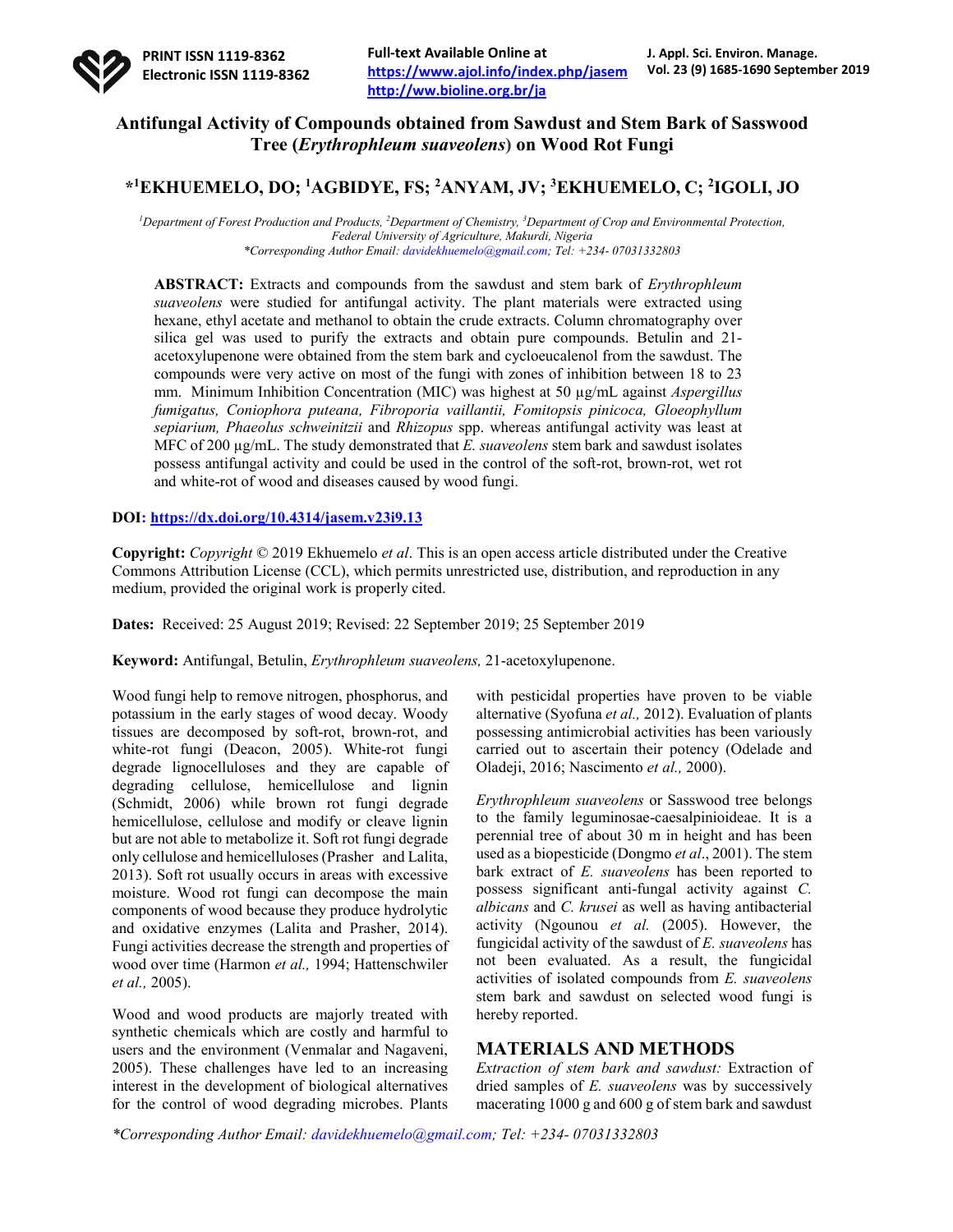# Antifungal Activity of Compounds obtained from Sawdust and Stem Bark of Sasswood Tree (*Erythrophleum suaveolens*) on Wood Rot Fungi

## *[1]EKHUEMELO, DO; [1]AGBIDYE, FS; [2]ANYAM, JV; [3]EKHUEMELO, C; [2]IGOLI, JO

[1]Department of Forest Production and Products, [2]Department of Chemistry, [3]Department of Crop and Environmental Protection, Federal University of Agriculture, Makurdi, Nigeria
*Corresponding Author Email: davidekhuemelo@gmail.com; Tel: +234- 07031332803

**ABSTRACT:** Extracts and compounds from the sawdust and stem bark of *Erythrophleum suaveolens* were studied for antifungal activity. The plant materials were extracted using hexane, ethyl acetate and methanol to obtain the crude extracts. Column chromatography over silica gel was used to purify the extracts and obtain pure compounds. Betulin and 21-acetoxylupenone were obtained from the stem bark and cycloeucalenol from the sawdust. The compounds were very active on most of the fungi with zones of inhibition between 18 to 23 mm. Minimum Inhibition Concentration (MIC) was highest at 50 µg/mL against *Aspergillus fumigatus, Coniophora puteana, Fibroporia vaillantii, Fomitopsis pinicoca, Gloeophyllum sepiarium, Phaeolus schweinitzii* and *Rhizopus* spp. whereas antifungal activity was least at MFC of 200 µg/mL. The study demonstrated that *E. suaveolens* stem bark and sawdust isolates possess antifungal activity and could be used in the control of the soft-rot, brown-rot, wet rot and white-rot of wood and diseases caused by wood fungi.

**DOI:** https://dx.doi.org/10.4314/jasem.v23i9.13

**Copyright:** *Copyright* © 2019 Ekhuemelo *et al*. This is an open access article distributed under the Creative Commons Attribution License (CCL), which permits unrestricted use, distribution, and reproduction in any medium, provided the original work is properly cited.

**Dates:** Received: 25 August 2019; Revised: 22 September 2019; 25 September 2019

**Keyword:** Antifungal, Betulin, *Erythrophleum suaveolens,* 21-acetoxylupenone.

Wood fungi help to remove nitrogen, phosphorus, and potassium in the early stages of wood decay. Woody tissues are decomposed by soft-rot, brown-rot, and white-rot fungi (Deacon, 2005). White-rot fungi degrade lignocelluloses and they are capable of degrading cellulose, hemicellulose and lignin (Schmidt, 2006) while brown rot fungi degrade hemicellulose, cellulose and modify or cleave lignin but are not able to metabolize it. Soft rot fungi degrade only cellulose and hemicelluloses (Prasher and Lalita, 2013). Soft rot usually occurs in areas with excessive moisture. Wood rot fungi can decompose the main components of wood because they produce hydrolytic and oxidative enzymes (Lalita and Prasher, 2014). Fungi activities decrease the strength and properties of wood over time (Harmon *et al.,* 1994; Hattenschwiler *et al.,* 2005).

Wood and wood products are majorly treated with synthetic chemicals which are costly and harmful to users and the environment (Venmalar and Nagaveni, 2005). These challenges have led to an increasing interest in the development of biological alternatives for the control of wood degrading microbes. Plants with pesticidal properties have proven to be viable alternative (Syofuna *et al.,* 2012). Evaluation of plants possessing antimicrobial activities has been variously carried out to ascertain their potency (Odelade and Oladeji, 2016; Nascimento *et al.,* 2000).

*Erythrophleum suaveolens* or Sasswood tree belongs to the family leguminosae-caesalpinioideae. It is a perennial tree of about 30 m in height and has been used as a biopesticide (Dongmo *et al*., 2001). The stem bark extract of *E. suaveolens* has been reported to possess significant anti-fungal activity against *C. albicans* and *C. krusei* as well as having antibacterial activity (Ngounou *et al.* (2005). However, the fungicidal activity of the sawdust of *E. suaveolens* has not been evaluated. As a result, the fungicidal activities of isolated compounds from *E. suaveolens* stem bark and sawdust on selected wood fungi is hereby reported.

## MATERIALS AND METHODS

*Extraction of stem bark and sawdust:* Extraction of dried samples of *E. suaveolens* was by successively macerating 1000 g and 600 g of stem bark and sawdust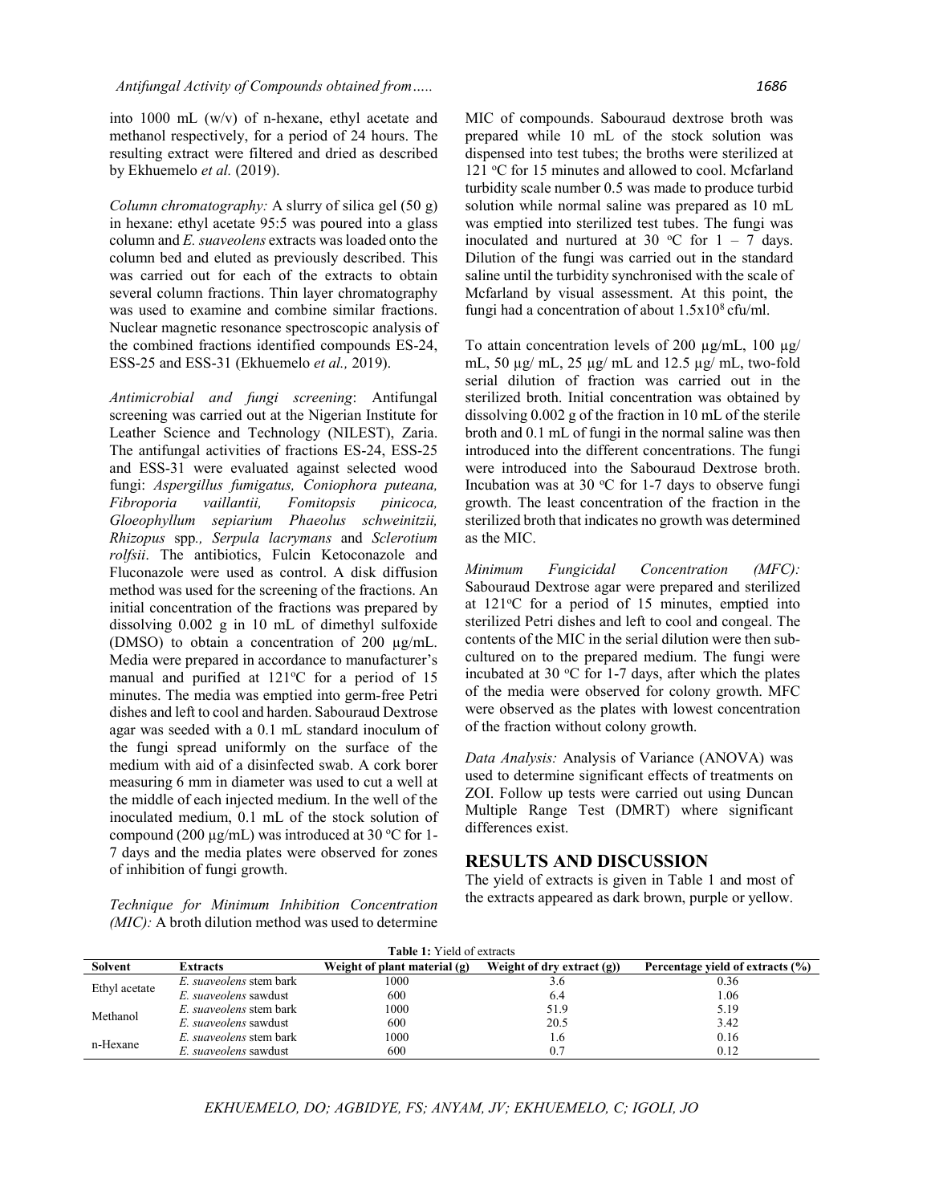into 1000 mL (w/v) of n-hexane, ethyl acetate and methanol respectively, for a period of 24 hours. The resulting extract were filtered and dried as described by Ekhuemelo *et al.* (2019).

*Column chromatography:* A slurry of silica gel (50 g) in hexane: ethyl acetate 95:5 was poured into a glass column and *E. suaveolens* extracts was loaded onto the column bed and eluted as previously described. This was carried out for each of the extracts to obtain several column fractions. Thin layer chromatography was used to examine and combine similar fractions. Nuclear magnetic resonance spectroscopic analysis of the combined fractions identified compounds ES-24, ESS-25 and ESS-31 (Ekhuemelo *et al.,* 2019).

*Antimicrobial and fungi screening*: Antifungal screening was carried out at the Nigerian Institute for Leather Science and Technology (NILEST), Zaria. The antifungal activities of fractions ES-24, ESS-25 and ESS-31 were evaluated against selected wood fungi: *Aspergillus fumigatus, Coniophora puteana, Fibroporia vaillantii, Fomitopsis pinicoca, Gloeophyllum sepiarium Phaeolus schweinitzii, Rhizopus* spp*., Serpula lacrymans* and *Sclerotium rolfsii*. The antibiotics, Fulcin Ketoconazole and Fluconazole were used as control. A disk diffusion method was used for the screening of the fractions. An initial concentration of the fractions was prepared by dissolving 0.002 g in 10 mL of dimethyl sulfoxide (DMSO) to obtain a concentration of 200 µg/mL. Media were prepared in accordance to manufacturer's manual and purified at 121°C for a period of 15 minutes. The media was emptied into germ-free Petri dishes and left to cool and harden. Sabouraud Dextrose agar was seeded with a 0.1 mL standard inoculum of the fungi spread uniformly on the surface of the medium with aid of a disinfected swab. A cork borer measuring 6 mm in diameter was used to cut a well at the middle of each injected medium. In the well of the inoculated medium, 0.1 mL of the stock solution of compound (200 µg/mL) was introduced at 30 °C for 1-7 days and the media plates were observed for zones of inhibition of fungi growth.

*Technique for Minimum Inhibition Concentration (MIC):* A broth dilution method was used to determine MIC of compounds. Sabouraud dextrose broth was prepared while 10 mL of the stock solution was dispensed into test tubes; the broths were sterilized at 121 °C for 15 minutes and allowed to cool. Mcfarland turbidity scale number 0.5 was made to produce turbid solution while normal saline was prepared as 10 mL was emptied into sterilized test tubes. The fungi was inoculated and nurtured at 30 °C for 1 – 7 days. Dilution of the fungi was carried out in the standard saline until the turbidity synchronised with the scale of Mcfarland by visual assessment. At this point, the fungi had a concentration of about $1.5 \times 10^8$ cfu/ml.

To attain concentration levels of 200 µg/mL, 100 µg/mL, 50 µg/ mL, 25 µg/ mL and 12.5 µg/ mL, two-fold serial dilution of fraction was carried out in the sterilized broth. Initial concentration was obtained by dissolving 0.002 g of the fraction in 10 mL of the sterile broth and 0.1 mL of fungi in the normal saline was then introduced into the different concentrations. The fungi were introduced into the Sabouraud Dextrose broth. Incubation was at 30 °C for 1-7 days to observe fungi growth. The least concentration of the fraction in the sterilized broth that indicates no growth was determined as the MIC.

*Minimum Fungicidal Concentration (MFC):* Sabouraud Dextrose agar were prepared and sterilized at 121°C for a period of 15 minutes, emptied into sterilized Petri dishes and left to cool and congeal. The contents of the MIC in the serial dilution were then sub-cultured on to the prepared medium. The fungi were incubated at 30 °C for 1-7 days, after which the plates of the media were observed for colony growth. MFC were observed as the plates with lowest concentration of the fraction without colony growth.

*Data Analysis:* Analysis of Variance (ANOVA) was used to determine significant effects of treatments on ZOI. Follow up tests were carried out using Duncan Multiple Range Test (DMRT) where significant differences exist.

## RESULTS AND DISCUSSION

The yield of extracts is given in Table 1 and most of the extracts appeared as dark brown, purple or yellow.

**Table 1:** Yield of extracts

| Solvent | Extracts | Weight of plant material (g) | Weight of dry extract (g)) | Percentage yield of extracts (%) |
|---|---|---|---|---|
| Ethyl acetate | *E. suaveolens* stem bark | 1000 | 3.6 | 0.36 |
| | *E. suaveolens* sawdust | 600 | 6.4 | 1.06 |
| Methanol | *E. suaveolens* stem bark | 1000 | 51.9 | 5.19 |
| | *E. suaveolens* sawdust | 600 | 20.5 | 3.42 |
| n-Hexane | *E. suaveolens* stem bark | 1000 | 1.6 | 0.16 |
| | *E. suaveolens* sawdust | 600 | 0.7 | 0.12 |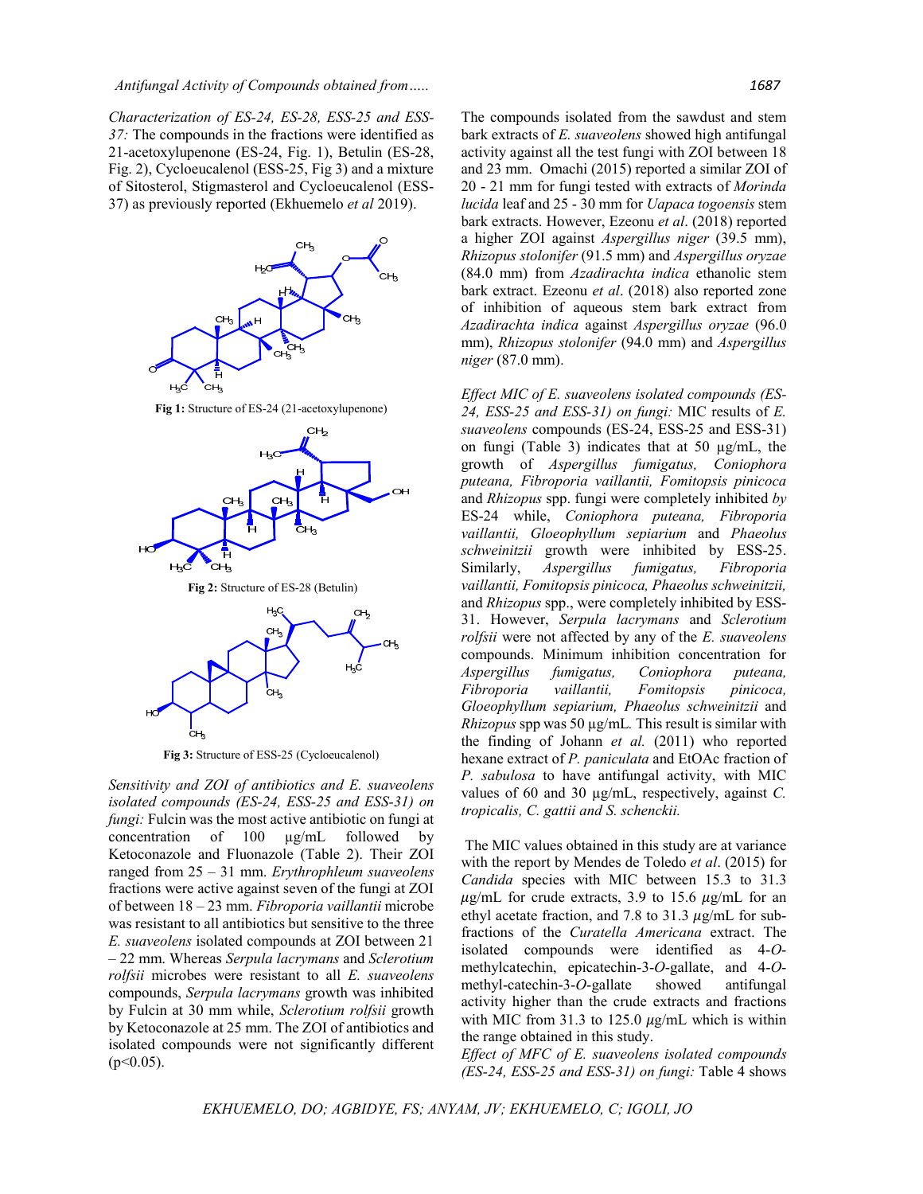*Characterization of ES-24, ES-28, ESS-25 and ESS-37:* The compounds in the fractions were identified as 21-acetoxylupenone (ES-24, Fig. 1), Betulin (ES-28, Fig. 2), Cycloeucalenol (ESS-25, Fig 3) and a mixture of Sitosterol, Stigmasterol and Cycloeucalenol (ESS-37) as previously reported (Ekhuemelo *et al* 2019).

**Fig 1:** Structure of ES-24 (21-acetoxylupenone)

**Fig 2:** Structure of ES-28 (Betulin)

**Fig 3:** Structure of ESS-25 (Cycloeucalenol)

*Sensitivity and ZOI of antibiotics and E. suaveolens isolated compounds (ES-24, ESS-25 and ESS-31) on fungi:* Fulcin was the most active antibiotic on fungi at concentration of 100 µg/mL followed by Ketoconazole and Fluonazole (Table 2). Their ZOI ranged from 25 – 31 mm. *Erythrophleum suaveolens* fractions were active against seven of the fungi at ZOI of between 18 – 23 mm. *Fibroporia vaillantii* microbe was resistant to all antibiotics but sensitive to the three *E. suaveolens* isolated compounds at ZOI between 21 – 22 mm. Whereas *Serpula lacrymans* and *Sclerotium rolfsii* microbes were resistant to all *E. suaveolens* compounds, *Serpula lacrymans* growth was inhibited by Fulcin at 30 mm while, *Sclerotium rolfsii* growth by Ketoconazole at 25 mm. The ZOI of antibiotics and isolated compounds were not significantly different ($p<0.05$).

The compounds isolated from the sawdust and stem bark extracts of *E. suaveolens* showed high antifungal activity against all the test fungi with ZOI between 18 and 23 mm. Omachi (2015) reported a similar ZOI of 20 - 21 mm for fungi tested with extracts of *Morinda lucida* leaf and 25 - 30 mm for *Uapaca togoensis* stem bark extracts. However, Ezeonu *et al*. (2018) reported a higher ZOI against *Aspergillus niger* (39.5 mm), *Rhizopus stolonifer* (91.5 mm) and *Aspergillus oryzae* (84.0 mm) from *Azadirachta indica* ethanolic stem bark extract. Ezeonu *et al*. (2018) also reported zone of inhibition of aqueous stem bark extract from *Azadirachta indica* against *Aspergillus oryzae* (96.0 mm), *Rhizopus stolonifer* (94.0 mm) and *Aspergillus niger* (87.0 mm).

*Effect MIC of E. suaveolens isolated compounds (ES-24, ESS-25 and ESS-31) on fungi:* MIC results of *E. suaveolens* compounds (ES-24, ESS-25 and ESS-31) on fungi (Table 3) indicates that at 50 µg/mL, the growth of *Aspergillus fumigatus, Coniophora puteana, Fibroporia vaillantii, Fomitopsis pinicoca* and *Rhizopus* spp. fungi were completely inhibited *by* ES-24 while, *Coniophora puteana, Fibroporia vaillantii, Gloeophyllum sepiarium* and *Phaeolus schweinitzii* growth were inhibited by ESS-25. Similarly, *Aspergillus fumigatus, Fibroporia vaillantii, Fomitopsis pinicoca, Phaeolus schweinitzii,* and *Rhizopus* spp., were completely inhibited by ESS-31. However, *Serpula lacrymans* and *Sclerotium rolfsii* were not affected by any of the *E. suaveolens* compounds. Minimum inhibition concentration for *Aspergillus fumigatus, Coniophora puteana, Fibroporia vaillantii, Fomitopsis pinicoca, Gloeophyllum sepiarium, Phaeolus schweinitzii* and *Rhizopus* spp was 50 µg/mL. This result is similar with the finding of Johann *et al.* (2011) who reported hexane extract of *P. paniculata* and EtOAc fraction of *P. sabulosa* to have antifungal activity, with MIC values of 60 and 30 µg/mL, respectively, against *C. tropicalis, C. gattii and S. schenckii.*

The MIC values obtained in this study are at variance with the report by Mendes de Toledo *et al*. (2015) for *Candida* species with MIC between 15.3 to 31.3 *µ*g/mL for crude extracts, 3.9 to 15.6 *µ*g/mL for an ethyl acetate fraction, and 7.8 to 31.3 *µ*g/mL for sub-fractions of the *Curatella Americana* extract. The isolated compounds were identified as 4-*O*-methylcatechin, epicatechin-3-*O*-gallate, and 4-*O*-methyl-catechin-3-*O*-gallate showed antifungal activity higher than the crude extracts and fractions with MIC from 31.3 to 125.0 *µ*g/mL which is within the range obtained in this study.

*Effect of MFC of E. suaveolens isolated compounds (ES-24, ESS-25 and ESS-31) on fungi:* Table 4 shows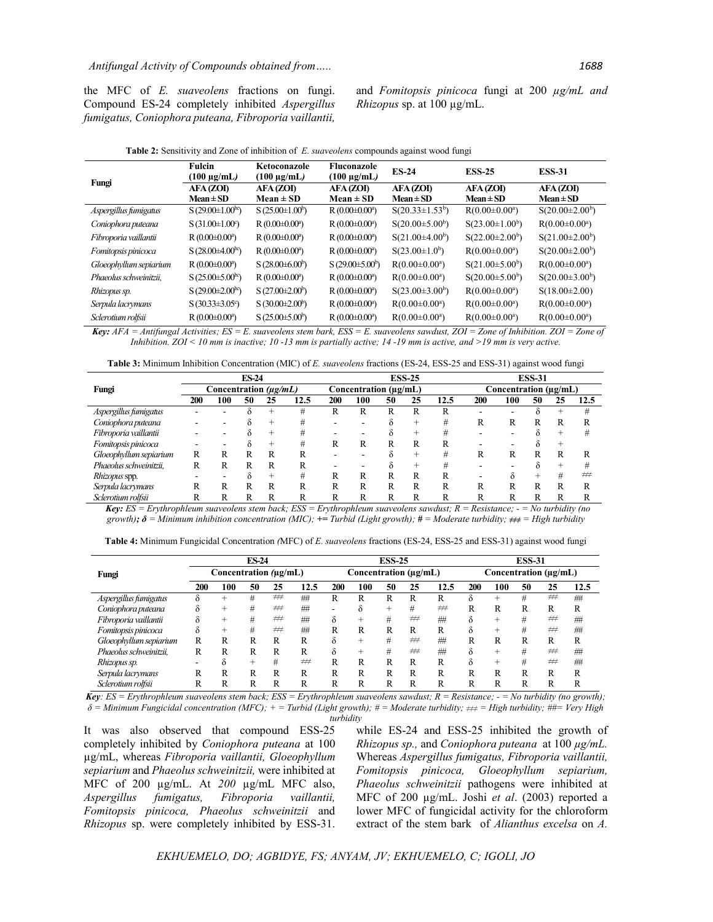the MFC of *E. suaveolens* fractions on fungi. Compound ES-24 completely inhibited *Aspergillus fumigatus, Coniophora puteana, Fibroporia vaillantii,* and *Fomitopsis pinicoca* fungi at 200 *µg/mL and Rhizopus* sp. at 100 µg/mL.

**Table 2:** Sensitivity and Zone of inhibition of *E. suaveolens* compounds against wood fungi

| Fungi | Fulcin (100 µg/mL) | Ketoconazole (100 µg/mL) | Fluconazole (100 µg/mL) | ES-24 | ESS-25 | ESS-31 |
|---|---|---|---|---|---|---|
| | AFA (ZOI) Mean ± SD | AFA (ZOI) Mean ± SD | AFA (ZOI) Mean ± SD | AFA (ZOI) Mean ± SD | AFA (ZOI) Mean ± SD | AFA (ZOI) Mean ± SD |
| *Aspergillus fumigatus* | S (29.00±1.00$^{bc}$) | S (25.00±1.00$^{b}$) | R (0.00±0.00$^{a}$) | S(20.33±1.53$^{b}$) | R(0.00±0.00$^{a}$) | S(20.00±2.00$^{b}$) |
| *Coniophora puteana* | S (31.00±1.00$^{c}$) | R (0.00±0.00$^{a}$) | R (0.00±0.00$^{a}$) | S(20.00±5.00$^{b}$) | S(23.00±1.00$^{b}$) | R(0.00±0.00$^{a}$) |
| *Fibroporia vaillantii* | R (0.00±0.00$^{a}$) | R (0.00±0.00$^{a}$) | R (0.00±0.00$^{a}$) | S(21.00±4.00$^{b}$) | S(22.00±2.00$^{b}$) | S(21.00±2.00$^{b}$) |
| *Fomitopsis pinicoca* | S (28.00±4.00$^{bc}$) | R (0.00±0.00$^{a}$) | R (0.00±0.00$^{a}$) | S(23.00±1.0$^{b}$) | R(0.00±0.00$^{a}$) | S(20.00±2.00$^{b}$) |
| *Gloeophyllum sepiarium* | R (0.00±0.00$^{a}$) | S (28.00±6.00$^{b}$) | S (29.00±5.00$^{b}$) | R(0.00±0.00$^{a}$) | S(21.00±5.00$^{b}$) | R(0.00±0.00$^{a}$) |
| *Phaeolus schweinitzii,* | S (25.00±5.00$^{bc}$) | R (0.00±0.00$^{a}$) | R (0.00±0.00$^{a}$) | R(0.00±0.00$^{a}$) | S(20.00±5.00$^{b}$) | S(20.00±3.00$^{b}$) |
| *Rhizopus sp.* | S (29.00±2.00$^{bc}$) | S (27.00±2.00$^{b}$) | R (0.00±0.00$^{a}$) | S(23.00±3.00$^{b}$) | R(0.00±0.00$^{a}$) | S(18.00±2.00) |
| *Serpula lacrymans* | S (30.33±3.05$^{c}$) | S (30.00±2.00$^{b}$) | R (0.00±0.00$^{a}$) | R(0.00±0.00$^{a}$) | R(0.00±0.00$^{a}$) | R(0.00±0.00$^{a}$) |
| *Sclerotium rolfsii* | R (0.00±0.00$^{a}$) | S (25.00±5.00$^{b}$) | R (0.00±0.00$^{a}$) | R(0.00±0.00$^{a}$) | R(0.00±0.00$^{a}$) | R(0.00±0.00$^{a}$) |

***Key:*** *AFA = Antifungal Activities; ES = E. suaveolens stem bark, ESS = E. suaveolens sawdust, ZOI = Zone of Inhibition. ZOI = Zone of Inhibition. ZOI < 10 mm is inactive; 10 -13 mm is partially active; 14 -19 mm is active, and >19 mm is very active.*

**Table 3:** Minimum Inhibition Concentration (MIC) of *E. suaveolens* fractions (ES-24, ESS-25 and ESS-31) against wood fungi

| Fungi | ES-24 | | | | | ESS-25 | | | | | ESS-31 | | | | |
|---|---|---|---|---|---|---|---|---|---|---|---|---|---|---|---|
| | Concentration (µg/mL) | | | | | Concentration (µg/mL) | | | | | Concentration (µg/mL) | | | | |
| | 200 | 100 | 50 | 25 | 12.5 | 200 | 100 | 50 | 25 | 12.5 | 200 | 100 | 50 | 25 | 12.5 |
| *Aspergillus fumigatus* | - | - | δ | + | # | R | R | R | R | R | - | - | δ | + | # |
| *Coniophora puteana* | - | - | δ | + | # | - | - | δ | + | # | R | R | R | R | R |
| *Fibroporia vaillantii* | - | - | δ | + | # | - | - | δ | + | # | - | - | δ | + | # |
| *Fomitopsis pinicoca* | - | - | δ | + | # | R | R | R | R | R | - | - | δ | + | |
| *Gloeophyllum sepiarium* | R | R | R | R | R | - | - | δ | + | # | R | R | R | R | R |
| *Phaeolus schweinitzii,* | R | R | R | R | R | - | - | δ | + | # | - | - | δ | + | # |
| *Rhizopus* spp. | - | - | δ | + | # | R | R | R | R | R | - | δ | + | # | ## |
| *Serpula lacrymans* | R | R | R | R | R | R | R | R | R | R | R | R | R | R | R |
| *Sclerotium rolfsii* | R | R | R | R | R | R | R | R | R | R | R | R | R | R | R |

***Key:*** *ES = Erythrophleum suaveolens stem back; ESS = Erythrophleum suaveolens sawdust; R = Resistance; - = No turbidity (no growth)**;** **δ** = Minimum inhibition concentration (MIC); **+**= Turbid (Light growth); **#** = Moderate turbidity; ## = High turbidity*

**Table 4:** Minimum Fungicidal Concentration *(*MFC) of *E. suaveolens* fractions (ES-24, ESS-25 and ESS-31) against wood fungi

| Fungi | ES-24 | | | | | ESS-25 | | | | | ESS-31 | | | | |
|---|---|---|---|---|---|---|---|---|---|---|---|---|---|---|---|
| | Concentration (µg/mL) | | | | | Concentration (µg/mL) | | | | | Concentration (µg/mL) | | | | |
| | 200 | 100 | 50 | 25 | 12.5 | 200 | 100 | 50 | 25 | 12.5 | 200 | 100 | 50 | 25 | 12.5 |
| *Aspergillus fumigatus* | δ | + | # | ## | ## | R | R | R | R | R | δ | + | # | ## | ## |
| *Coniophora puteana* | δ | + | # | ## | ## | - | δ | + | # | ## | R | R | R | R | R |
| *Fibroporia vaillantii* | δ | + | # | ## | ## | δ | + | # | ## | ## | δ | + | # | ## | ## |
| *Fomitopsis pinicoca* | δ | + | # | ## | ## | R | R | R | R | R | δ | + | # | ## | ## |
| *Gloeophyllum sepiarium* | R | R | R | R | R | δ | + | # | ## | ## | R | R | R | R | R |
| *Phaeolus schweinitzii,* | R | R | R | R | R | δ | + | # | ## | ## | δ | + | # | ## | ## |
| *Rhizopus sp.* | - | δ | + | # | ## | R | R | R | R | R | δ | + | # | ## | ## |
| *Serpula lacrymans* | R | R | R | R | R | R | R | R | R | R | R | R | R | R | R |
| *Sclerotium rolfsii* | R | R | R | R | R | R | R | R | R | R | R | R | R | R | R |

***Key****: ES = Erythrophleum suaveolens stem back; ESS = Erythrophleum suaveolens sawdust; R = Resistance; - = No turbidity (no growth); δ = Minimum Fungicidal concentration (MFC); + = Turbid (Light growth); # = Moderate turbidity; ## = High turbidity; ##= Very High turbidity*

It was also observed that compound ESS-25 completely inhibited by *Coniophora puteana* at 100 µg/mL, whereas *Fibroporia vaillantii, Gloeophyllum sepiarium* and *Phaeolus schweinitzii,* were inhibited at MFC of 200 µg/mL. At *200* µg/mL MFC also, *Aspergillus fumigatus, Fibroporia vaillantii, Fomitopsis pinicoca, Phaeolus schweinitzii* and *Rhizopus* sp. were completely inhibited by ESS-31. while ES-24 and ESS-25 inhibited the growth of *Rhizopus sp.,* and *Coniophora puteana* at 100 *µg/mL.* Whereas *Aspergillus fumigatus, Fibroporia vaillantii, Fomitopsis pinicoca, Gloeophyllum sepiarium, Phaeolus schweinitzii* pathogens were inhibited at MFC of 200 µg/mL. Joshi *et al*. (2003) reported a lower MFC of fungicidal activity for the chloroform extract of the stem bark of *Alianthus excelsa* on *A.*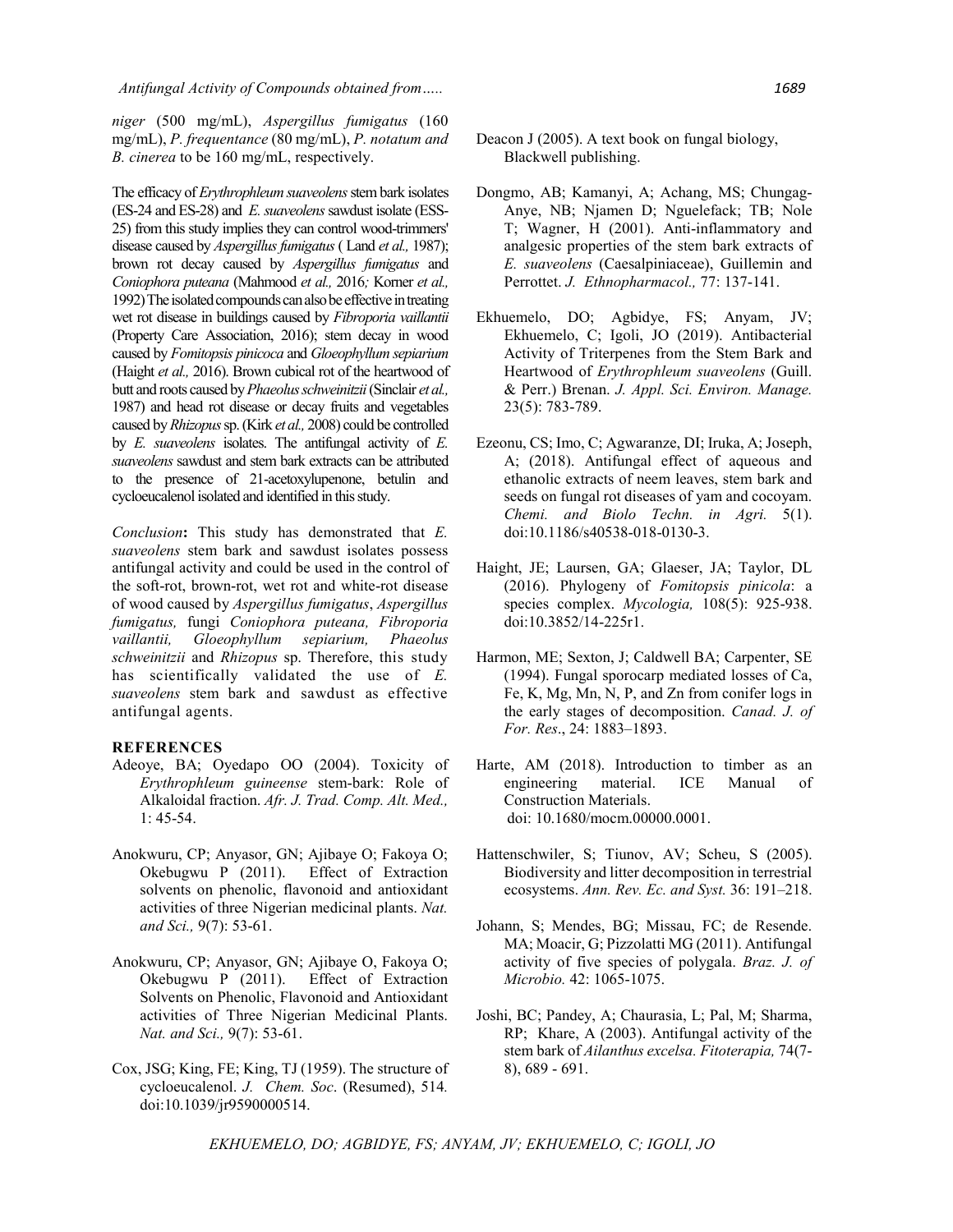*niger* (500 mg/mL), *Aspergillus fumigatus* (160 mg/mL), *P. frequentance* (80 mg/mL), *P. notatum and B. cinerea* to be 160 mg/mL, respectively.

The efficacy of *Erythrophleum suaveolens* stem bark isolates (ES-24 and ES-28) and *E. suaveolens* sawdust isolate (ESS-25) from this study implies they can control wood-trimmers' disease caused by *Aspergillus fumigatus* ( Land *et al.,* 1987); brown rot decay caused by *Aspergillus fumigatus* and *Coniophora puteana* (Mahmood *et al.,* 2016*;* Korner *et al.,* 1992) The isolated compounds can also be effective in treating wet rot disease in buildings caused by *Fibroporia vaillantii* (Property Care Association, 2016); stem decay in wood caused by *Fomitopsis pinicoca* and *Gloeophyllum sepiarium* (Haight *et al.,* 2016). Brown cubical rot of the heartwood of butt and roots caused by *Phaeolus schweinitzii* (Sinclair *et al.,* 1987) and head rot disease or decay fruits and vegetables caused by *Rhizopus* sp. (Kirk *et al.,* 2008) could be controlled by *E. suaveolens* isolates. The antifungal activity of *E. suaveolens* sawdust and stem bark extracts can be attributed to the presence of 21-acetoxylupenone, betulin and cycloeucalenol isolated and identified in this study.

*Conclusion***:** This study has demonstrated that *E. suaveolens* stem bark and sawdust isolates possess antifungal activity and could be used in the control of the soft-rot, brown-rot, wet rot and white-rot disease of wood caused by *Aspergillus fumigatus*, *Aspergillus fumigatus,* fungi *Coniophora puteana, Fibroporia vaillantii, Gloeophyllum sepiarium, Phaeolus schweinitzii* and *Rhizopus* sp. Therefore, this study has scientifically validated the use of *E. suaveolens* stem bark and sawdust as effective antifungal agents.

## REFERENCES

Adeoye, BA; Oyedapo OO (2004). Toxicity of *Erythrophleum guineense* stem-bark: Role of Alkaloidal fraction. *Afr. J. Trad. Comp. Alt. Med.,* 1: 45-54.

Anokwuru, CP; Anyasor, GN; Ajibaye O; Fakoya O; Okebugwu P (2011). Effect of Extraction solvents on phenolic, flavonoid and antioxidant activities of three Nigerian medicinal plants. *Nat. and Sci.,* 9(7): 53-61.

Anokwuru, CP; Anyasor, GN; Ajibaye O, Fakoya O; Okebugwu P (2011). Effect of Extraction Solvents on Phenolic, Flavonoid and Antioxidant activities of Three Nigerian Medicinal Plants. *Nat. and Sci.,* 9(7): 53-61.

Cox, JSG; King, FE; King, TJ (1959). The structure of cycloeucalenol. *J. Chem. Soc*. (Resumed), 514*.* doi:10.1039/jr9590000514.

Deacon J (2005). A text book on fungal biology, Blackwell publishing.

Dongmo, AB; Kamanyi, A; Achang, MS; Chungag-Anye, NB; Njamen D; Nguelefack; TB; Nole T; Wagner, H (2001). Anti-inflammatory and analgesic properties of the stem bark extracts of *E. suaveolens* (Caesalpiniaceae), Guillemin and Perrottet. *J. Ethnopharmacol.,* 77: 137-141.

Ekhuemelo, DO; Agbidye, FS; Anyam, JV; Ekhuemelo, C; Igoli, JO (2019). Antibacterial Activity of Triterpenes from the Stem Bark and Heartwood of *Erythrophleum suaveolens* (Guill. & Perr.) Brenan. *J. Appl. Sci. Environ. Manage.* 23(5): 783-789.

Ezeonu, CS; Imo, C; Agwaranze, DI; Iruka, A; Joseph, A; (2018). Antifungal effect of aqueous and ethanolic extracts of neem leaves, stem bark and seeds on fungal rot diseases of yam and cocoyam. *Chemi. and Biolo Techn. in Agri.* 5(1). doi:10.1186/s40538-018-0130-3.

Haight, JE; Laursen, GA; Glaeser, JA; Taylor, DL (2016). Phylogeny of *Fomitopsis pinicola*: a species complex. *Mycologia,* 108(5): 925-938. doi:10.3852/14-225r1.

Harmon, ME; Sexton, J; Caldwell BA; Carpenter, SE (1994). Fungal sporocarp mediated losses of Ca, Fe, K, Mg, Mn, N, P, and Zn from conifer logs in the early stages of decomposition. *Canad. J. of For. Res*., 24: 1883–1893.

Harte, AM (2018). Introduction to timber as an engineering material. ICE Manual of Construction Materials. doi: 10.1680/mocm.00000.0001.

Hattenschwiler, S; Tiunov, AV; Scheu, S (2005). Biodiversity and litter decomposition in terrestrial ecosystems. *Ann. Rev. Ec. and Syst.* 36: 191–218.

Johann, S; Mendes, BG; Missau, FC; de Resende. MA; Moacir, G; Pizzolatti MG (2011). Antifungal activity of five species of polygala. *Braz. J. of Microbio.* 42: 1065-1075.

Joshi, BC; Pandey, A; Chaurasia, L; Pal, M; Sharma, RP; Khare, A (2003). Antifungal activity of the stem bark of *Ailanthus excelsa*. *Fitoterapia,* 74(7-8), 689 - 691.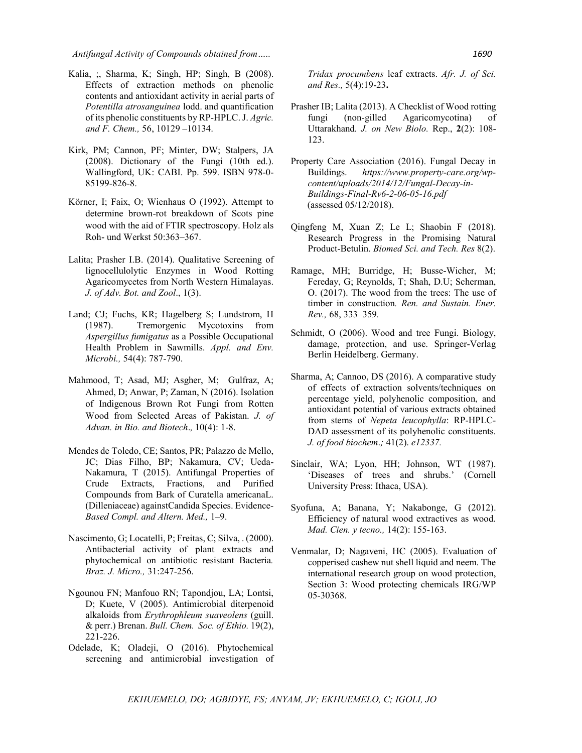Kalia, ;, Sharma, K; Singh, HP; Singh, B (2008). Effects of extraction methods on phenolic contents and antioxidant activity in aerial parts of *Potentilla atrosanguinea* lodd. and quantification of its phenolic constituents by RP-HPLC. J. *Agric. and F. Chem.,* 56, 10129 –10134.

Kirk, PM; Cannon, PF; Minter, DW; Stalpers, JA (2008). Dictionary of the Fungi (10th ed.). Wallingford, UK: CABI. Pp. 599. ISBN 978-0-85199-826-8.

Körner, I; Faix, O; Wienhaus O (1992). Attempt to determine brown-rot breakdown of Scots pine wood with the aid of FTIR spectroscopy. Holz als Roh- und Werkst 50:363–367.

Lalita; Prasher I.B. (2014). Qualitative Screening of lignocellulolytic Enzymes in Wood Rotting Agaricomycetes from North Western Himalayas. *J. of Adv. Bot. and Zool*., 1(3).

Land; CJ; Fuchs, KR; Hagelberg S; Lundstrom, H (1987). Tremorgenic Mycotoxins from *Aspergillus fumigatus* as a Possible Occupational Health Problem in Sawmills. *Appl. and Env. Microbi.,* 54(4): 787-790.

Mahmood, T; Asad, MJ; Asgher, M; Gulfraz, A; Ahmed, D; Anwar, P; Zaman, N (2016). Isolation of Indigenous Brown Rot Fungi from Rotten Wood from Selected Areas of Pakistan. *J. of Advan. in Bio. and Biotech*.*,* 10(4): 1-8.

Mendes de Toledo, CE; Santos, PR; Palazzo de Mello, JC; Dias Filho, BP; Nakamura, CV; Ueda-Nakamura, T (2015). Antifungal Properties of Crude Extracts, Fractions, and Purified Compounds from Bark of Curatella americanaL. (Dilleniaceae) againstCandida Species. Evidence-*Based Compl. and Altern. Med.,* 1–9.

Nascimento, G; Locatelli, P; Freitas, C; Silva, . (2000). Antibacterial activity of plant extracts and phytochemical on antibiotic resistant Bacteria*. Braz. J. Micro.,* 31:247-256.

Ngounou FN; Manfouo RN; Tapondjou, LA; Lontsi, D; Kuete, V (2005). Antimicrobial diterpenoid alkaloids from *Erythrophleum suaveolens* (guill. & perr.) Brenan. *Bull. Chem. Soc. of Ethio.* 19(2), 221-226.

Odelade, K; Oladeji, O (2016). Phytochemical screening and antimicrobial investigation of *Tridax procumbens* leaf extracts. *Afr. J. of Sci. and Res.,* 5(4):19-23**.**

Prasher IB; Lalita (2013). A Checklist of Wood rotting fungi (non-gilled Agaricomycotina) of Uttarakhand*. J. on New Biolo.* Rep., **2**(2): 108-123.

Property Care Association (2016). Fungal Decay in Buildings. *https://www.property-care.org/wp-content/uploads/2014/12/Fungal-Decay-in-Buildings-Final-Rv6-2-06-05-16.pdf* (assessed 05/12/2018).

Qingfeng M, Xuan Z; Le L; Shaobin F (2018). Research Progress in the Promising Natural Product-Betulin. *Biomed Sci. and Tech. Res* 8(2).

Ramage, MH; Burridge, H; Busse-Wicher, M; Fereday, G; Reynolds, T; Shah, D.U; Scherman, O. (2017). The wood from the trees: The use of timber in construction*. Ren. and Sustain. Ener. Rev.,* 68, 333–359*.*

Schmidt, O (2006). Wood and tree Fungi. Biology, damage, protection, and use. Springer-Verlag Berlin Heidelberg. Germany.

Sharma, A; Cannoo, DS (2016). A comparative study of effects of extraction solvents/techniques on percentage yield, polyhenolic composition, and antioxidant potential of various extracts obtained from stems of *Nepeta leucophylla*: RP-HPLC-DAD assessment of its polyhenolic constituents. *J. of food biochem*.*;* 41(2). *e12337.*

Sinclair, WA; Lyon, HH; Johnson, WT (1987). 'Diseases of trees and shrubs.' (Cornell University Press: Ithaca, USA).

Syofuna, A; Banana, Y; Nakabonge, G (2012). Efficiency of natural wood extractives as wood. *Mad. Cien. y tecno.,* 14(2): 155-163.

Venmalar, D; Nagaveni, HC (2005). Evaluation of copperised cashew nut shell liquid and neem. The international research group on wood protection, Section 3: Wood protecting chemicals IRG/WP 05-30368.